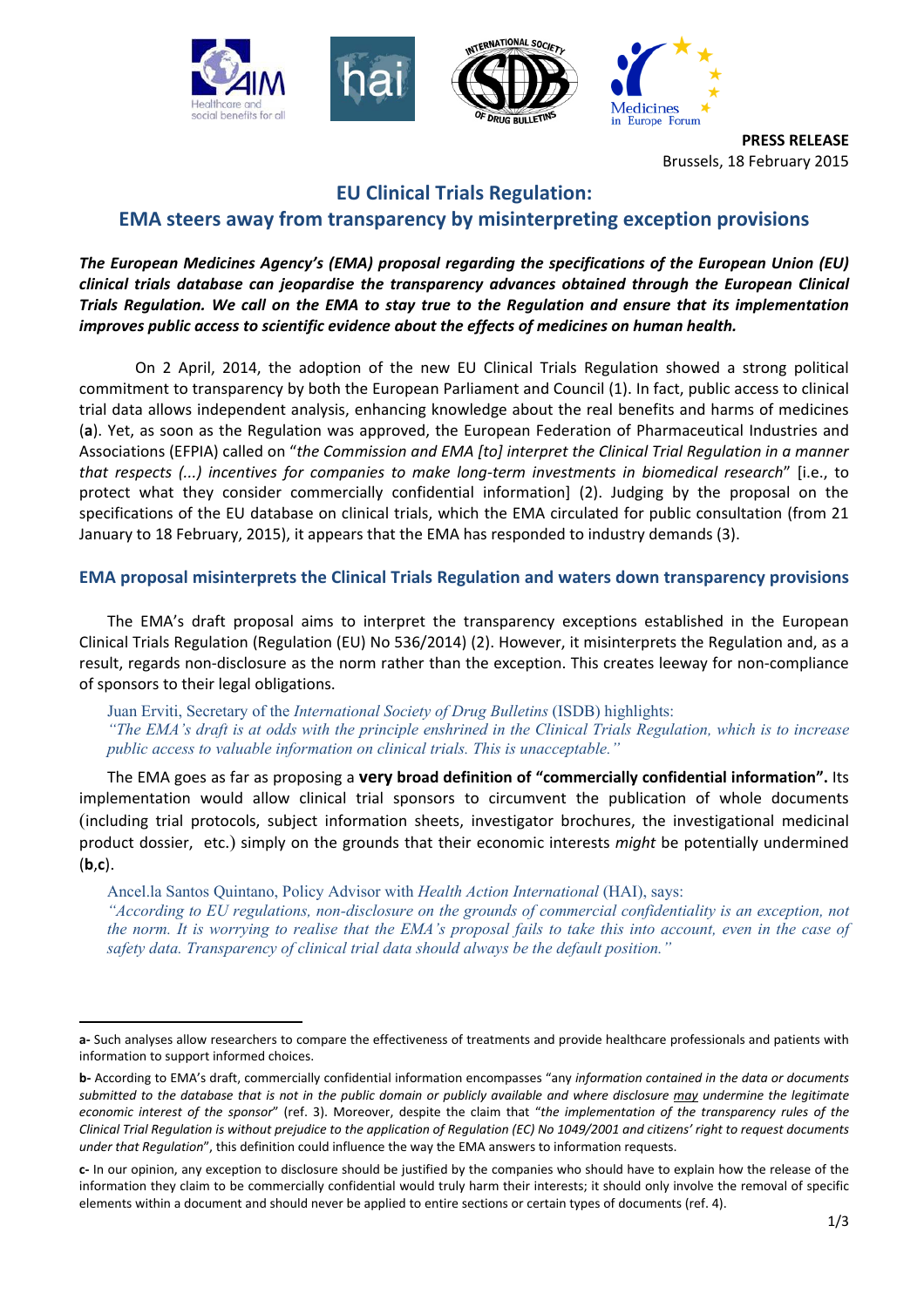**PRESS RELEASE**
Brussels, 18 February 2015

# EU Clinical Trials Regulation: EMA steers away from transparency by misinterpreting exception provisions

***The European Medicines Agency's (EMA) proposal regarding the specifications of the European Union (EU) clinical trials database can jeopardise the transparency advances obtained through the European Clinical Trials Regulation. We call on the EMA to stay true to the Regulation and ensure that its implementation improves public access to scientific evidence about the effects of medicines on human health.***

On 2 April, 2014, the adoption of the new EU Clinical Trials Regulation showed a strong political commitment to transparency by both the European Parliament and Council (1). In fact, public access to clinical trial data allows independent analysis, enhancing knowledge about the real benefits and harms of medicines (**a**). Yet, as soon as the Regulation was approved, the European Federation of Pharmaceutical Industries and Associations (EFPIA) called on "*the Commission and EMA [to] interpret the Clinical Trial Regulation in a manner that respects (...) incentives for companies to make long-term investments in biomedical research*" [i.e., to protect what they consider commercially confidential information] (2). Judging by the proposal on the specifications of the EU database on clinical trials, which the EMA circulated for public consultation (from 21 January to 18 February, 2015), it appears that the EMA has responded to industry demands (3).

## EMA proposal misinterprets the Clinical Trials Regulation and waters down transparency provisions

The EMA's draft proposal aims to interpret the transparency exceptions established in the European Clinical Trials Regulation (Regulation (EU) No 536/2014) (2). However, it misinterprets the Regulation and, as a result, regards non-disclosure as the norm rather than the exception. This creates leeway for non-compliance of sponsors to their legal obligations.

> Juan Erviti, Secretary of the *International Society of Drug Bulletins* (ISDB) highlights:
> *"The EMA's draft is at odds with the principle enshrined in the Clinical Trials Regulation, which is to increase public access to valuable information on clinical trials. This is unacceptable."*

The EMA goes as far as proposing a **very broad definition of "commercially confidential information".** Its implementation would allow clinical trial sponsors to circumvent the publication of whole documents (including trial protocols, subject information sheets, investigator brochures, the investigational medicinal product dossier, etc.) simply on the grounds that their economic interests *might* be potentially undermined (**b**,**c**).

> Ancel.la Santos Quintano, Policy Advisor with *Health Action International* (HAI), says:
> *"According to EU regulations, non-disclosure on the grounds of commercial confidentiality is an exception, not the norm. It is worrying to realise that the EMA's proposal fails to take this into account, even in the case of safety data. Transparency of clinical trial data should always be the default position."*

---

**a-** Such analyses allow researchers to compare the effectiveness of treatments and provide healthcare professionals and patients with information to support informed choices.

**b-** According to EMA's draft, commercially confidential information encompasses "any *information contained in the data or documents submitted to the database that is not in the public domain or publicly available and where disclosure may undermine the legitimate economic interest of the sponsor*" (ref. 3). Moreover, despite the claim that "*the implementation of the transparency rules of the Clinical Trial Regulation is without prejudice to the application of Regulation (EC) No 1049/2001 and citizens' right to request documents under that Regulation*", this definition could influence the way the EMA answers to information requests.

**c-** In our opinion, any exception to disclosure should be justified by the companies who should have to explain how the release of the information they claim to be commercially confidential would truly harm their interests; it should only involve the removal of specific elements within a document and should never be applied to entire sections or certain types of documents (ref. 4).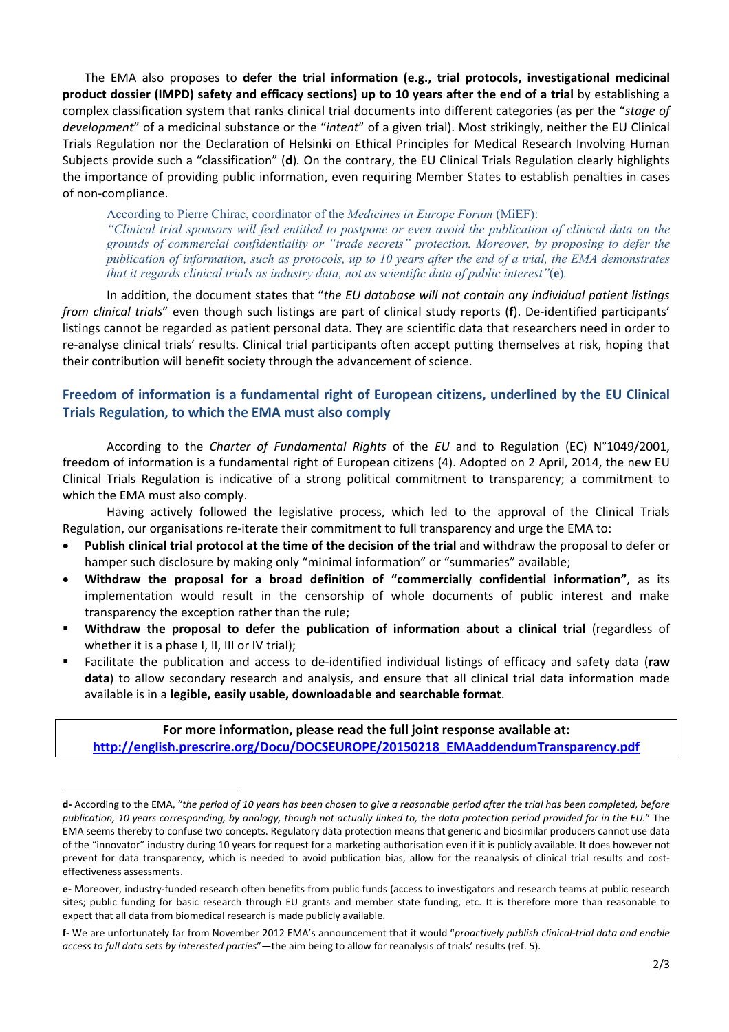The EMA also proposes to **defer the trial information (e.g., trial protocols, investigational medicinal product dossier (IMPD) safety and efficacy sections) up to 10 years after the end of a trial** by establishing a complex classification system that ranks clinical trial documents into different categories (as per the "*stage of development*" of a medicinal substance or the "*intent*" of a given trial). Most strikingly, neither the EU Clinical Trials Regulation nor the Declaration of Helsinki on Ethical Principles for Medical Research Involving Human Subjects provide such a "classification" (**d**). On the contrary, the EU Clinical Trials Regulation clearly highlights the importance of providing public information, even requiring Member States to establish penalties in cases of non-compliance.

> According to Pierre Chirac, coordinator of the *Medicines in Europe Forum* (MiEF):
> *"Clinical trial sponsors will feel entitled to postpone or even avoid the publication of clinical data on the grounds of commercial confidentiality or "trade secrets" protection. Moreover, by proposing to defer the publication of information, such as protocols, up to 10 years after the end of a trial, the EMA demonstrates that it regards clinical trials as industry data, not as scientific data of public interest"*(**e**).

In addition, the document states that "*the EU database will not contain any individual patient listings from clinical trials*" even though such listings are part of clinical study reports (**f**). De-identified participants' listings cannot be regarded as patient personal data. They are scientific data that researchers need in order to re-analyse clinical trials' results. Clinical trial participants often accept putting themselves at risk, hoping that their contribution will benefit society through the advancement of science.

## Freedom of information is a fundamental right of European citizens, underlined by the EU Clinical Trials Regulation, to which the EMA must also comply

According to the *Charter of Fundamental Rights* of the *EU* and to Regulation (EC) N°1049/2001, freedom of information is a fundamental right of European citizens (4). Adopted on 2 April, 2014, the new EU Clinical Trials Regulation is indicative of a strong political commitment to transparency; a commitment to which the EMA must also comply.

Having actively followed the legislative process, which led to the approval of the Clinical Trials Regulation, our organisations re-iterate their commitment to full transparency and urge the EMA to:

- **Publish clinical trial protocol at the time of the decision of the trial** and withdraw the proposal to defer or hamper such disclosure by making only "minimal information" or "summaries" available;
- **Withdraw the proposal for a broad definition of "commercially confidential information"**, as its implementation would result in the censorship of whole documents of public interest and make transparency the exception rather than the rule;
- **Withdraw the proposal to defer the publication of information about a clinical trial** (regardless of whether it is a phase I, II, III or IV trial);
- Facilitate the publication and access to de-identified individual listings of efficacy and safety data (**raw data**) to allow secondary research and analysis, and ensure that all clinical trial data information made available is in a **legible, easily usable, downloadable and searchable format**.

**For more information, please read the full joint response available at:**
**http://english.prescrire.org/Docu/DOCSEUROPE/20150218_EMAaddendumTransparency.pdf**

---

**d-** According to the EMA, "*the period of 10 years has been chosen to give a reasonable period after the trial has been completed, before publication, 10 years corresponding, by analogy, though not actually linked to, the data protection period provided for in the EU.*" The EMA seems thereby to confuse two concepts. Regulatory data protection means that generic and biosimilar producers cannot use data of the "innovator" industry during 10 years for request for a marketing authorisation even if it is publicly available. It does however not prevent for data transparency, which is needed to avoid publication bias, allow for the reanalysis of clinical trial results and cost-effectiveness assessments.

**e-** Moreover, industry-funded research often benefits from public funds (access to investigators and research teams at public research sites; public funding for basic research through EU grants and member state funding, etc. It is therefore more than reasonable to expect that all data from biomedical research is made publicly available.

**f-** We are unfortunately far from November 2012 EMA's announcement that it would "*proactively publish clinical-trial data and enable access to full data sets by interested parties*"—the aim being to allow for reanalysis of trials' results (ref. 5).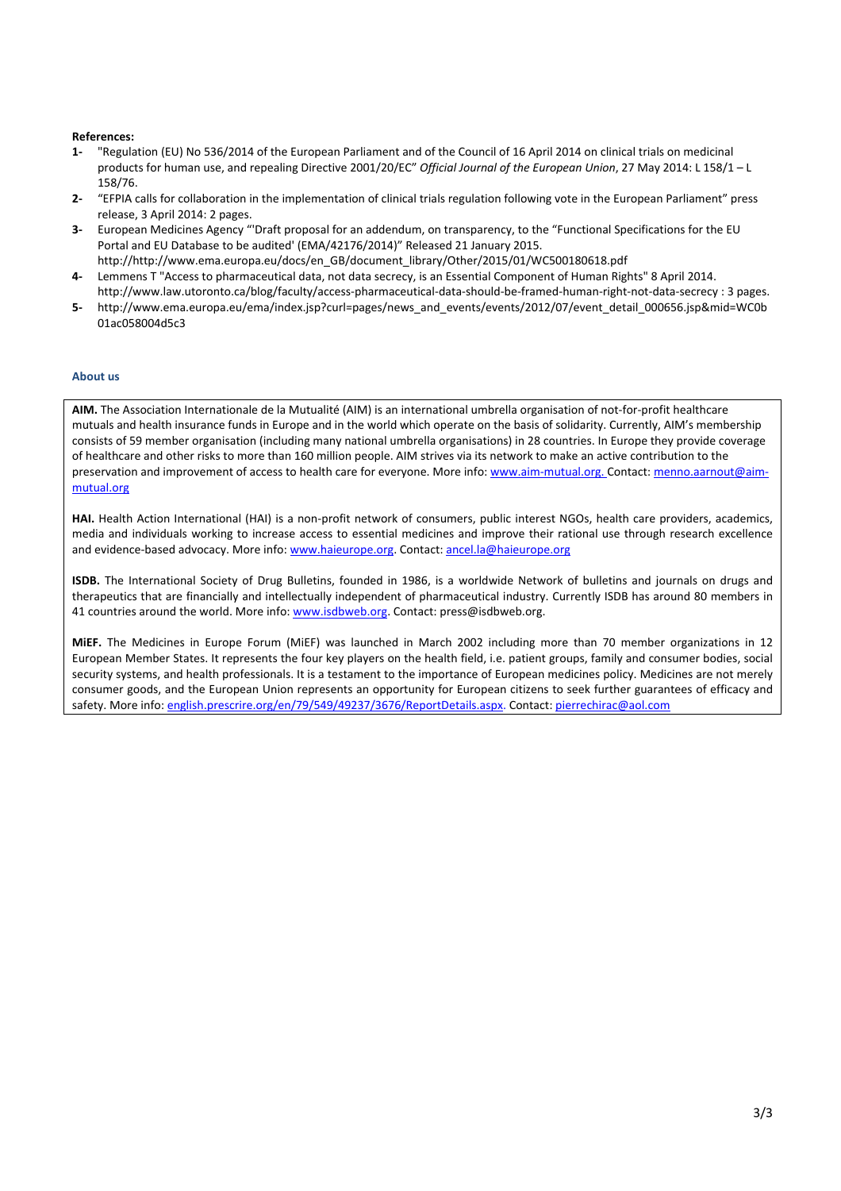**References:**

1- "Regulation (EU) No 536/2014 of the European Parliament and of the Council of 16 April 2014 on clinical trials on medicinal products for human use, and repealing Directive 2001/20/EC" *Official Journal of the European Union*, 27 May 2014: L 158/1 – L 158/76.

2- "EFPIA calls for collaboration in the implementation of clinical trials regulation following vote in the European Parliament" press release, 3 April 2014: 2 pages.

3- European Medicines Agency "'Draft proposal for an addendum, on transparency, to the "Functional Specifications for the EU Portal and EU Database to be audited' (EMA/42176/2014)" Released 21 January 2015. http://http://www.ema.europa.eu/docs/en_GB/document_library/Other/2015/01/WC500180618.pdf

4- Lemmens T "Access to pharmaceutical data, not data secrecy, is an Essential Component of Human Rights" 8 April 2014. http://www.law.utoronto.ca/blog/faculty/access-pharmaceutical-data-should-be-framed-human-right-not-data-secrecy : 3 pages.

5- http://www.ema.europa.eu/ema/index.jsp?curl=pages/news_and_events/events/2012/07/event_detail_000656.jsp&mid=WC0b01ac058004d5c3

**About us**

**AIM.** The Association Internationale de la Mutualité (AIM) is an international umbrella organisation of not-for-profit healthcare mutuals and health insurance funds in Europe and in the world which operate on the basis of solidarity. Currently, AIM's membership consists of 59 member organisation (including many national umbrella organisations) in 28 countries. In Europe they provide coverage of healthcare and other risks to more than 160 million people. AIM strives via its network to make an active contribution to the preservation and improvement of access to health care for everyone. More info: www.aim-mutual.org. Contact: menno.aarnout@aim-mutual.org

**HAI.** Health Action International (HAI) is a non-profit network of consumers, public interest NGOs, health care providers, academics, media and individuals working to increase access to essential medicines and improve their rational use through research excellence and evidence-based advocacy. More info: www.haieurope.org. Contact: ancel.la@haieurope.org

**ISDB.** The International Society of Drug Bulletins, founded in 1986, is a worldwide Network of bulletins and journals on drugs and therapeutics that are financially and intellectually independent of pharmaceutical industry. Currently ISDB has around 80 members in 41 countries around the world. More info: www.isdbweb.org. Contact: press@isdbweb.org.

**MiEF.** The Medicines in Europe Forum (MiEF) was launched in March 2002 including more than 70 member organizations in 12 European Member States. It represents the four key players on the health field, i.e. patient groups, family and consumer bodies, social security systems, and health professionals. It is a testament to the importance of European medicines policy. Medicines are not merely consumer goods, and the European Union represents an opportunity for European citizens to seek further guarantees of efficacy and safety. More info: english.prescrire.org/en/79/549/49237/3676/ReportDetails.aspx. Contact: pierrechirac@aol.com